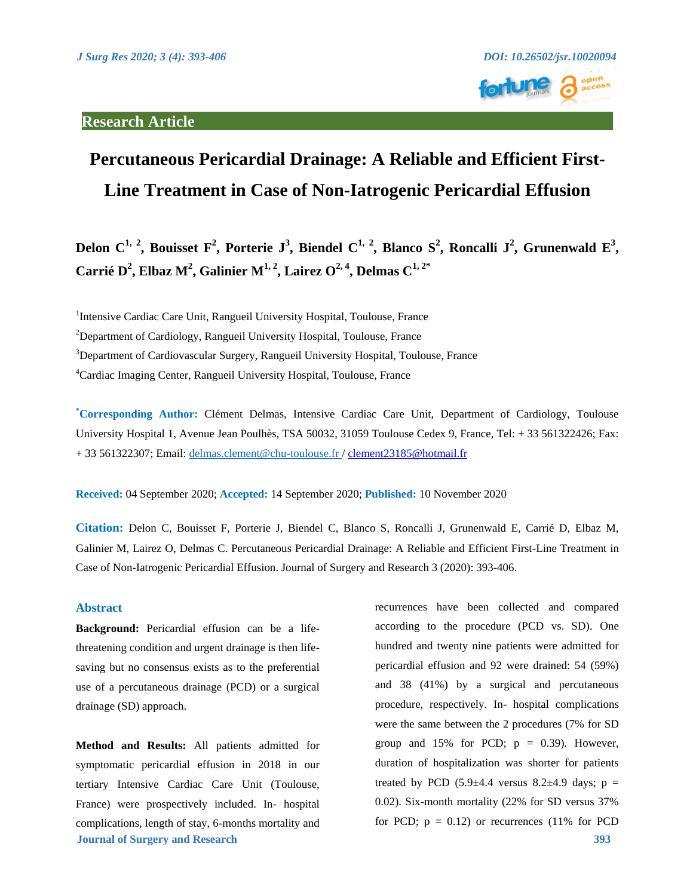Research Article

# Percutaneous Pericardial Drainage: A Reliable and Efficient First-Line Treatment in Case of Non-Iatrogenic Pericardial Effusion

**Delon C[1, 2], Bouisset F[2], Porterie J[3], Biendel C[1, 2], Blanco S[2], Roncalli J[2], Grunenwald E[3], Carrié D[2], Elbaz M[2], Galinier M[1, 2], Lairez O[2, 4], Delmas C[1, 2*]**

[1]Intensive Cardiac Care Unit, Rangueil University Hospital, Toulouse, France

[2]Department of Cardiology, Rangueil University Hospital, Toulouse, France

[3]Department of Cardiovascular Surgery, Rangueil University Hospital, Toulouse, France

[4]Cardiac Imaging Center, Rangueil University Hospital, Toulouse, France

[*]**Corresponding Author:** Clément Delmas, Intensive Cardiac Care Unit, Department of Cardiology, Toulouse University Hospital 1, Avenue Jean Poulhès, TSA 50032, 31059 Toulouse Cedex 9, France, Tel: + 33 561322426; Fax: + 33 561322307; Email: delmas.clement@chu-toulouse.fr / clement23185@hotmail.fr

**Received:** 04 September 2020; **Accepted:** 14 September 2020; **Published:** 10 November 2020

**Citation:** Delon C, Bouisset F, Porterie J, Biendel C, Blanco S, Roncalli J, Grunenwald E, Carrié D, Elbaz M, Galinier M, Lairez O, Delmas C. Percutaneous Pericardial Drainage: A Reliable and Efficient First-Line Treatment in Case of Non-Iatrogenic Pericardial Effusion. Journal of Surgery and Research 3 (2020): 393-406.

## Abstract

**Background:** Pericardial effusion can be a life-threatening condition and urgent drainage is then life-saving but no consensus exists as to the preferential use of a percutaneous drainage (PCD) or a surgical drainage (SD) approach.

**Method and Results:** All patients admitted for symptomatic pericardial effusion in 2018 in our tertiary Intensive Cardiac Care Unit (Toulouse, France) were prospectively included. In- hospital complications, length of stay, 6-months mortality and recurrences have been collected and compared according to the procedure (PCD vs. SD). One hundred and twenty nine patients were admitted for pericardial effusion and 92 were drained: 54 (59%) and 38 (41%) by a surgical and percutaneous procedure, respectively. In- hospital complications were the same between the 2 procedures (7% for SD group and 15% for PCD; p = 0.39). However, duration of hospitalization was shorter for patients treated by PCD (5.9±4.4 versus 8.2±4.9 days; p = 0.02). Six-month mortality (22% for SD versus 37% for PCD; p = 0.12) or recurrences (11% for PCD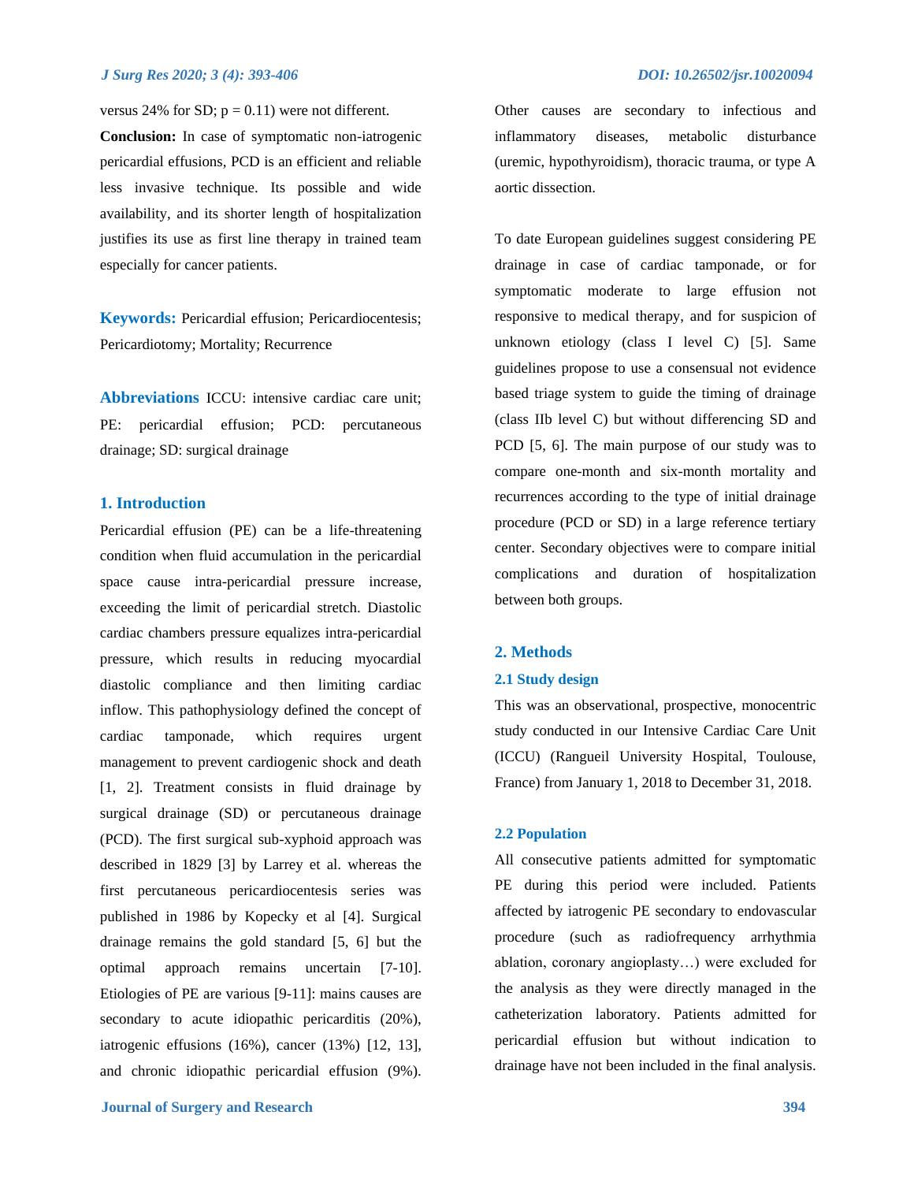versus 24% for SD; p = 0.11) were not different.

**Conclusion:** In case of symptomatic non-iatrogenic pericardial effusions, PCD is an efficient and reliable less invasive technique. Its possible and wide availability, and its shorter length of hospitalization justifies its use as first line therapy in trained team especially for cancer patients.

**Keywords:** Pericardial effusion; Pericardiocentesis; Pericardiotomy; Mortality; Recurrence

**Abbreviations** ICCU: intensive cardiac care unit; PE: pericardial effusion; PCD: percutaneous drainage; SD: surgical drainage

## 1. Introduction

Pericardial effusion (PE) can be a life-threatening condition when fluid accumulation in the pericardial space cause intra-pericardial pressure increase, exceeding the limit of pericardial stretch. Diastolic cardiac chambers pressure equalizes intra-pericardial pressure, which results in reducing myocardial diastolic compliance and then limiting cardiac inflow. This pathophysiology defined the concept of cardiac tamponade, which requires urgent management to prevent cardiogenic shock and death [1, 2]. Treatment consists in fluid drainage by surgical drainage (SD) or percutaneous drainage (PCD). The first surgical sub-xyphoid approach was described in 1829 [3] by Larrey et al. whereas the first percutaneous pericardiocentesis series was published in 1986 by Kopecky et al [4]. Surgical drainage remains the gold standard [5, 6] but the optimal approach remains uncertain [7-10]. Etiologies of PE are various [9-11]: mains causes are secondary to acute idiopathic pericarditis (20%), iatrogenic effusions (16%), cancer (13%) [12, 13], and chronic idiopathic pericardial effusion (9%). Other causes are secondary to infectious and inflammatory diseases, metabolic disturbance (uremic, hypothyroidism), thoracic trauma, or type A aortic dissection.

To date European guidelines suggest considering PE drainage in case of cardiac tamponade, or for symptomatic moderate to large effusion not responsive to medical therapy, and for suspicion of unknown etiology (class I level C) [5]. Same guidelines propose to use a consensual not evidence based triage system to guide the timing of drainage (class IIb level C) but without differencing SD and PCD [5, 6]. The main purpose of our study was to compare one-month and six-month mortality and recurrences according to the type of initial drainage procedure (PCD or SD) in a large reference tertiary center. Secondary objectives were to compare initial complications and duration of hospitalization between both groups.

## 2. Methods

### 2.1 Study design

This was an observational, prospective, monocentric study conducted in our Intensive Cardiac Care Unit (ICCU) (Rangueil University Hospital, Toulouse, France) from January 1, 2018 to December 31, 2018.

### 2.2 Population

All consecutive patients admitted for symptomatic PE during this period were included. Patients affected by iatrogenic PE secondary to endovascular procedure (such as radiofrequency arrhythmia ablation, coronary angioplasty…) were excluded for the analysis as they were directly managed in the catheterization laboratory. Patients admitted for pericardial effusion but without indication to drainage have not been included in the final analysis.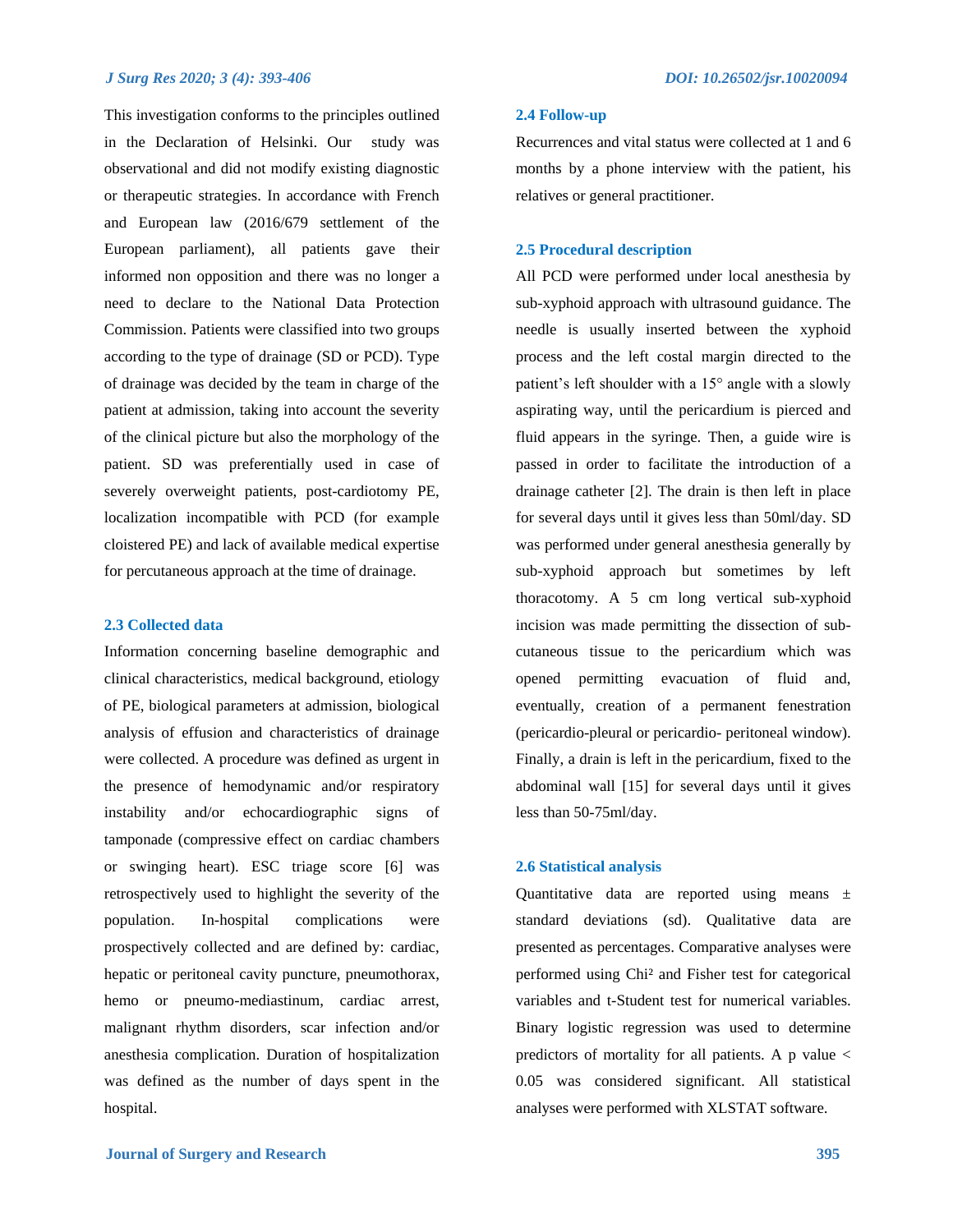This investigation conforms to the principles outlined in the Declaration of Helsinki. Our study was observational and did not modify existing diagnostic or therapeutic strategies. In accordance with French and European law (2016/679 settlement of the European parliament), all patients gave their informed non opposition and there was no longer a need to declare to the National Data Protection Commission. Patients were classified into two groups according to the type of drainage (SD or PCD). Type of drainage was decided by the team in charge of the patient at admission, taking into account the severity of the clinical picture but also the morphology of the patient. SD was preferentially used in case of severely overweight patients, post-cardiotomy PE, localization incompatible with PCD (for example cloistered PE) and lack of available medical expertise for percutaneous approach at the time of drainage.

### 2.3 Collected data

Information concerning baseline demographic and clinical characteristics, medical background, etiology of PE, biological parameters at admission, biological analysis of effusion and characteristics of drainage were collected. A procedure was defined as urgent in the presence of hemodynamic and/or respiratory instability and/or echocardiographic signs of tamponade (compressive effect on cardiac chambers or swinging heart). ESC triage score [6] was retrospectively used to highlight the severity of the population. In-hospital complications were prospectively collected and are defined by: cardiac, hepatic or peritoneal cavity puncture, pneumothorax, hemo or pneumo-mediastinum, cardiac arrest, malignant rhythm disorders, scar infection and/or anesthesia complication. Duration of hospitalization was defined as the number of days spent in the hospital.

### 2.4 Follow-up

Recurrences and vital status were collected at 1 and 6 months by a phone interview with the patient, his relatives or general practitioner.

### 2.5 Procedural description

All PCD were performed under local anesthesia by sub-xyphoid approach with ultrasound guidance. The needle is usually inserted between the xyphoid process and the left costal margin directed to the patient's left shoulder with a 15° angle with a slowly aspirating way, until the pericardium is pierced and fluid appears in the syringe. Then, a guide wire is passed in order to facilitate the introduction of a drainage catheter [2]. The drain is then left in place for several days until it gives less than 50ml/day. SD was performed under general anesthesia generally by sub-xyphoid approach but sometimes by left thoracotomy. A 5 cm long vertical sub-xyphoid incision was made permitting the dissection of sub-cutaneous tissue to the pericardium which was opened permitting evacuation of fluid and, eventually, creation of a permanent fenestration (pericardio-pleural or pericardio- peritoneal window). Finally, a drain is left in the pericardium, fixed to the abdominal wall [15] for several days until it gives less than 50-75ml/day.

### 2.6 Statistical analysis

Quantitative data are reported using means ± standard deviations (sd). Qualitative data are presented as percentages. Comparative analyses were performed using Chi² and Fisher test for categorical variables and t-Student test for numerical variables. Binary logistic regression was used to determine predictors of mortality for all patients. A p value < 0.05 was considered significant. All statistical analyses were performed with XLSTAT software.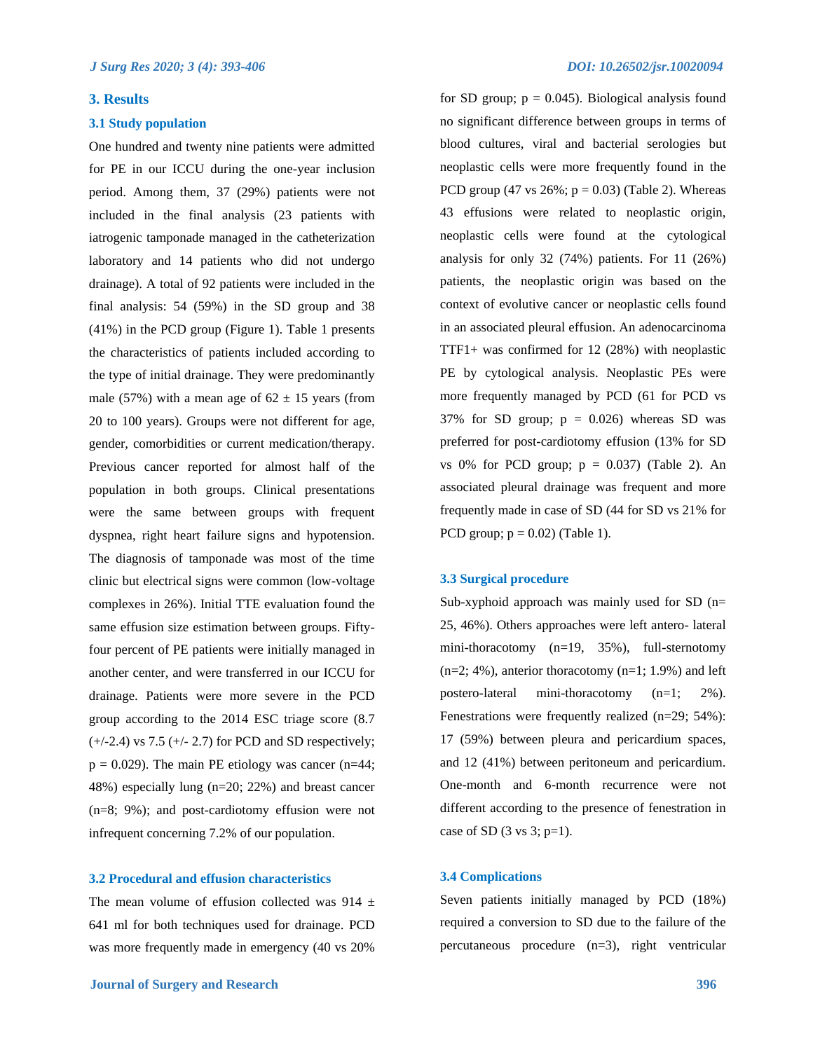## 3. Results

### 3.1 Study population

One hundred and twenty nine patients were admitted for PE in our ICCU during the one-year inclusion period. Among them, 37 (29%) patients were not included in the final analysis (23 patients with iatrogenic tamponade managed in the catheterization laboratory and 14 patients who did not undergo drainage). A total of 92 patients were included in the final analysis: 54 (59%) in the SD group and 38 (41%) in the PCD group (Figure 1). Table 1 presents the characteristics of patients included according to the type of initial drainage. They were predominantly male (57%) with a mean age of 62 ± 15 years (from 20 to 100 years). Groups were not different for age, gender, comorbidities or current medication/therapy. Previous cancer reported for almost half of the population in both groups. Clinical presentations were the same between groups with frequent dyspnea, right heart failure signs and hypotension. The diagnosis of tamponade was most of the time clinic but electrical signs were common (low-voltage complexes in 26%). Initial TTE evaluation found the same effusion size estimation between groups. Fifty-four percent of PE patients were initially managed in another center, and were transferred in our ICCU for drainage. Patients were more severe in the PCD group according to the 2014 ESC triage score (8.7 (+/-2.4) vs 7.5 (+/- 2.7) for PCD and SD respectively; p = 0.029). The main PE etiology was cancer (n=44; 48%) especially lung (n=20; 22%) and breast cancer (n=8; 9%); and post-cardiotomy effusion were not infrequent concerning 7.2% of our population.

### 3.2 Procedural and effusion characteristics

The mean volume of effusion collected was 914 ± 641 ml for both techniques used for drainage. PCD was more frequently made in emergency (40 vs 20% for SD group; p = 0.045). Biological analysis found no significant difference between groups in terms of blood cultures, viral and bacterial serologies but neoplastic cells were more frequently found in the PCD group (47 vs 26%; p = 0.03) (Table 2). Whereas 43 effusions were related to neoplastic origin, neoplastic cells were found at the cytological analysis for only 32 (74%) patients. For 11 (26%) patients, the neoplastic origin was based on the context of evolutive cancer or neoplastic cells found in an associated pleural effusion. An adenocarcinoma TTF1+ was confirmed for 12 (28%) with neoplastic PE by cytological analysis. Neoplastic PEs were more frequently managed by PCD (61 for PCD vs 37% for SD group; p = 0.026) whereas SD was preferred for post-cardiotomy effusion (13% for SD vs 0% for PCD group; p = 0.037) (Table 2). An associated pleural drainage was frequent and more frequently made in case of SD (44 for SD vs 21% for PCD group; p = 0.02) (Table 1).

### 3.3 Surgical procedure

Sub-xyphoid approach was mainly used for SD (n= 25, 46%). Others approaches were left antero- lateral mini-thoracotomy (n=19, 35%), full-sternotomy (n=2; 4%), anterior thoracotomy (n=1; 1.9%) and left postero-lateral mini-thoracotomy (n=1; 2%). Fenestrations were frequently realized (n=29; 54%): 17 (59%) between pleura and pericardium spaces, and 12 (41%) between peritoneum and pericardium. One-month and 6-month recurrence were not different according to the presence of fenestration in case of SD (3 vs 3; p=1).

### 3.4 Complications

Seven patients initially managed by PCD (18%) required a conversion to SD due to the failure of the percutaneous procedure (n=3), right ventricular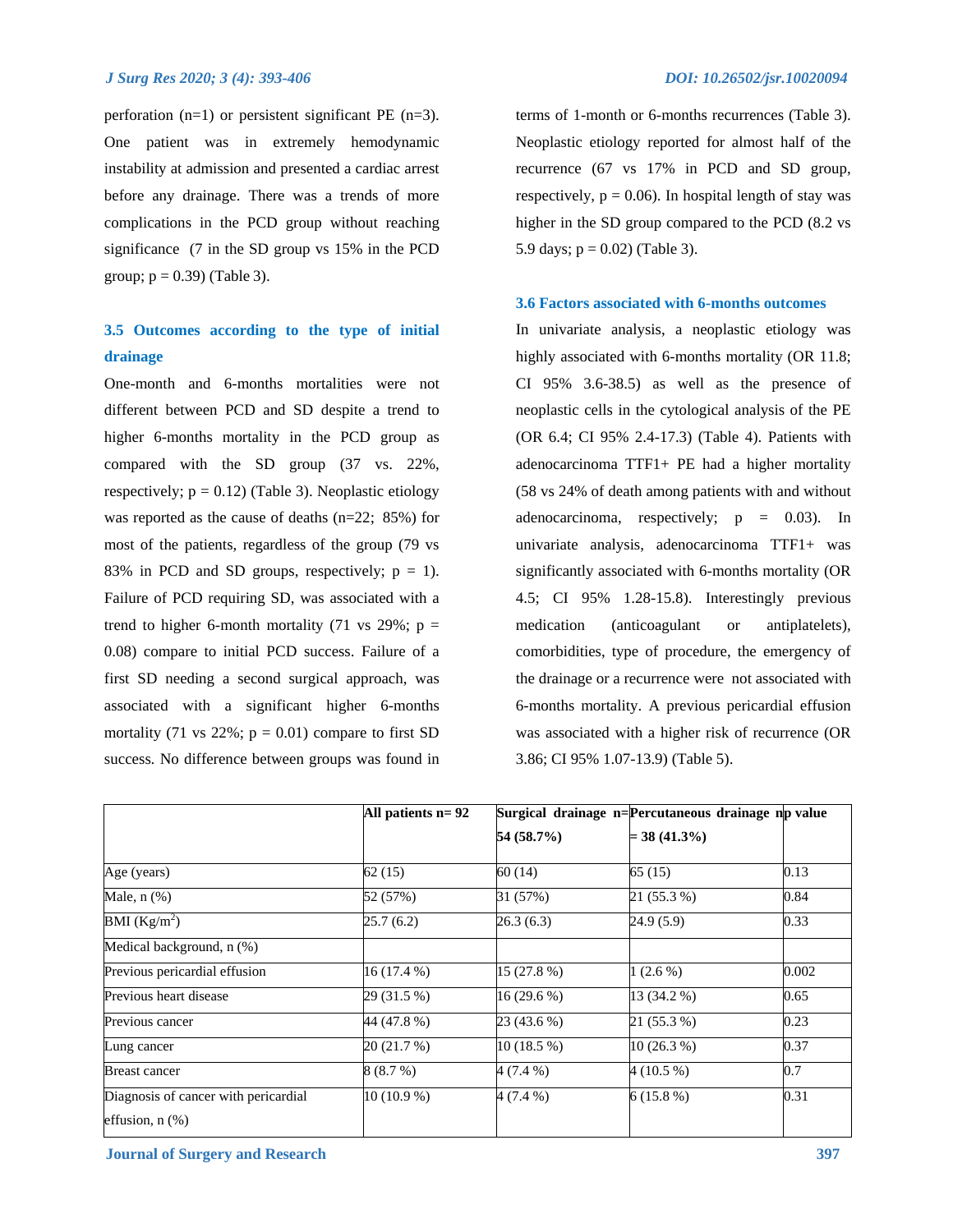perforation (n=1) or persistent significant PE (n=3). One patient was in extremely hemodynamic instability at admission and presented a cardiac arrest before any drainage. There was a trends of more complications in the PCD group without reaching significance (7 in the SD group vs 15% in the PCD group; p = 0.39) (Table 3).

### 3.5 Outcomes according to the type of initial drainage

One-month and 6-months mortalities were not different between PCD and SD despite a trend to higher 6-months mortality in the PCD group as compared with the SD group (37 vs. 22%, respectively; p = 0.12) (Table 3). Neoplastic etiology was reported as the cause of deaths (n=22; 85%) for most of the patients, regardless of the group (79 vs 83% in PCD and SD groups, respectively; p = 1). Failure of PCD requiring SD, was associated with a trend to higher 6-month mortality (71 vs 29%; p = 0.08) compare to initial PCD success. Failure of a first SD needing a second surgical approach, was associated with a significant higher 6-months mortality (71 vs 22%; p = 0.01) compare to first SD success. No difference between groups was found in terms of 1-month or 6-months recurrences (Table 3). Neoplastic etiology reported for almost half of the recurrence (67 vs 17% in PCD and SD group, respectively, p = 0.06). In hospital length of stay was higher in the SD group compared to the PCD (8.2 vs 5.9 days; p = 0.02) (Table 3).

### 3.6 Factors associated with 6-months outcomes

In univariate analysis, a neoplastic etiology was highly associated with 6-months mortality (OR 11.8; CI 95% 3.6-38.5) as well as the presence of neoplastic cells in the cytological analysis of the PE (OR 6.4; CI 95% 2.4-17.3) (Table 4). Patients with adenocarcinoma TTF1+ PE had a higher mortality (58 vs 24% of death among patients with and without adenocarcinoma, respectively; p = 0.03). In univariate analysis, adenocarcinoma TTF1+ was significantly associated with 6-months mortality (OR 4.5; CI 95% 1.28-15.8). Interestingly previous medication (anticoagulant or antiplatelets), comorbidities, type of procedure, the emergency of the drainage or a recurrence were not associated with 6-months mortality. A previous pericardial effusion was associated with a higher risk of recurrence (OR 3.86; CI 95% 1.07-13.9) (Table 5).

| | **All patients n= 92** | **Surgical drainage n= 54 (58.7%)** | **Percutaneous drainage n = 38 (41.3%)** | **p value** |
|---|---|---|---|---|
| Age (years) | 62 (15) | 60 (14) | 65 (15) | 0.13 |
| Male, n (%) | 52 (57%) | 31 (57%) | 21 (55.3 %) | 0.84 |
| BMI ($Kg/m^2$) | 25.7 (6.2) | 26.3 (6.3) | 24.9 (5.9) | 0.33 |
| Medical background, n (%) | | | | |
| Previous pericardial effusion | 16 (17.4 %) | 15 (27.8 %) | 1 (2.6 %) | 0.002 |
| Previous heart disease | 29 (31.5 %) | 16 (29.6 %) | 13 (34.2 %) | 0.65 |
| Previous cancer | 44 (47.8 %) | 23 (43.6 %) | 21 (55.3 %) | 0.23 |
| Lung cancer | 20 (21.7 %) | 10 (18.5 %) | 10 (26.3 %) | 0.37 |
| Breast cancer | 8 (8.7 %) | 4 (7.4 %) | 4 (10.5 %) | 0.7 |
| Diagnosis of cancer with pericardial effusion, n (%) | 10 (10.9 %) | 4 (7.4 %) | 6 (15.8 %) | 0.31 |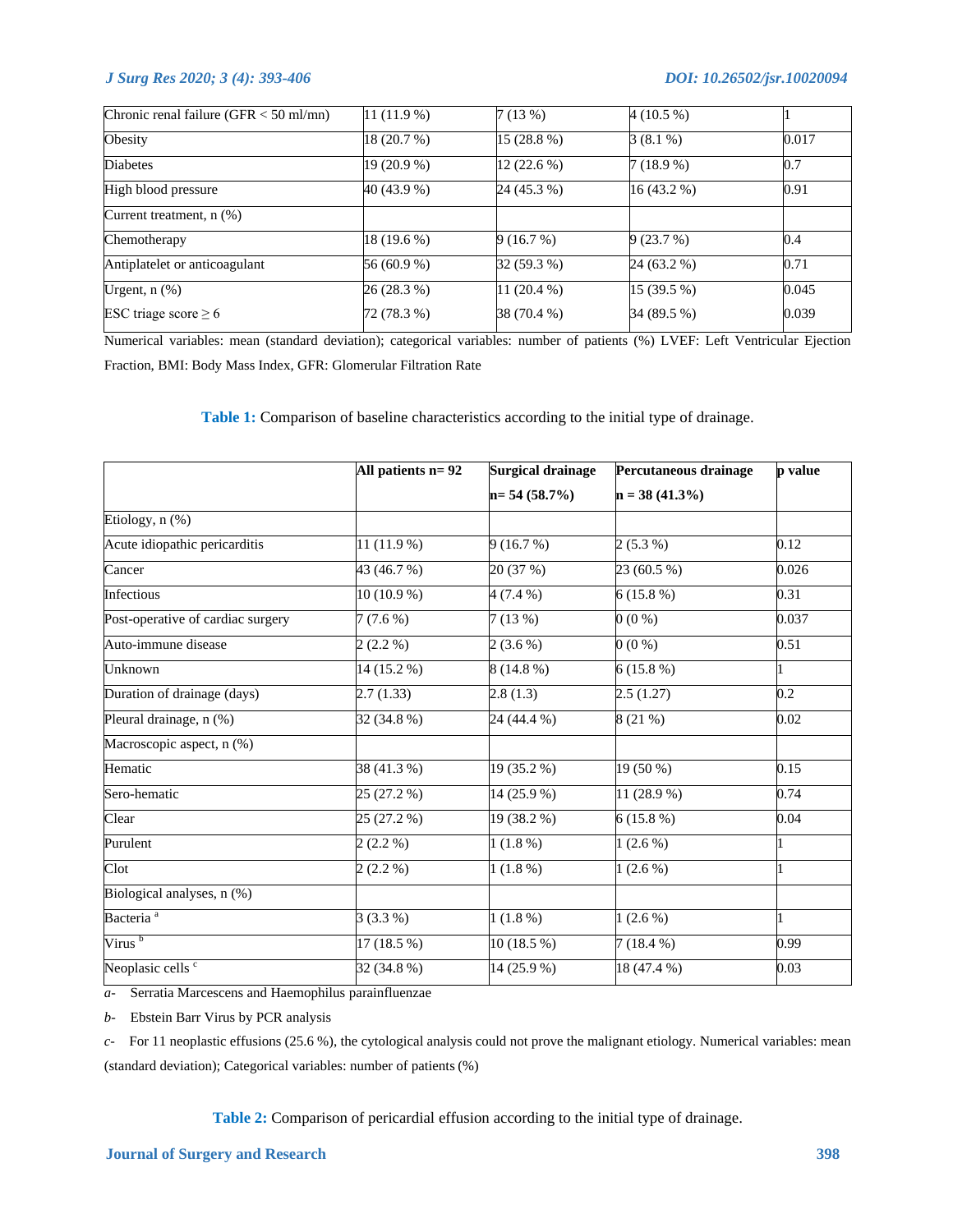| | | | | |
|---|---|---|---|---|
| Chronic renal failure (GFR < 50 ml/mn) | 11 (11.9 %) | 7 (13 %) | 4 (10.5 %) | 1 |
| Obesity | 18 (20.7 %) | 15 (28.8 %) | 3 (8.1 %) | 0.017 |
| Diabetes | 19 (20.9 %) | 12 (22.6 %) | 7 (18.9 %) | 0.7 |
| High blood pressure | 40 (43.9 %) | 24 (45.3 %) | 16 (43.2 %) | 0.91 |
| Current treatment, n (%) | | | | |
| Chemotherapy | 18 (19.6 %) | 9 (16.7 %) | 9 (23.7 %) | 0.4 |
| Antiplatelet or anticoagulant | 56 (60.9 %) | 32 (59.3 %) | 24 (63.2 %) | 0.71 |
| Urgent, n (%) | 26 (28.3 %) | 11 (20.4 %) | 15 (39.5 %) | 0.045 |
| ESC triage score ≥ 6 | 72 (78.3 %) | 38 (70.4 %) | 34 (89.5 %) | 0.039 |

Numerical variables: mean (standard deviation); categorical variables: number of patients (%) LVEF: Left Ventricular Ejection Fraction, BMI: Body Mass Index, GFR: Glomerular Filtration Rate

**Table 1:** Comparison of baseline characteristics according to the initial type of drainage.

| | **All patients n= 92** | **Surgical drainage n= 54 (58.7%)** | **Percutaneous drainage n = 38 (41.3%)** | **p value** |
|---|---|---|---|---|
| Etiology, n (%) | | | | |
| Acute idiopathic pericarditis | 11 (11.9 %) | 9 (16.7 %) | 2 (5.3 %) | 0.12 |
| Cancer | 43 (46.7 %) | 20 (37 %) | 23 (60.5 %) | 0.026 |
| Infectious | 10 (10.9 %) | 4 (7.4 %) | 6 (15.8 %) | 0.31 |
| Post-operative of cardiac surgery | 7 (7.6 %) | 7 (13 %) | 0 (0 %) | 0.037 |
| Auto-immune disease | 2 (2.2 %) | 2 (3.6 %) | 0 (0 %) | 0.51 |
| Unknown | 14 (15.2 %) | 8 (14.8 %) | 6 (15.8 %) | 1 |
| Duration of drainage (days) | 2.7 (1.33) | 2.8 (1.3) | 2.5 (1.27) | 0.2 |
| Pleural drainage, n (%) | 32 (34.8 %) | 24 (44.4 %) | 8 (21 %) | 0.02 |
| Macroscopic aspect, n (%) | | | | |
| Hematic | 38 (41.3 %) | 19 (35.2 %) | 19 (50 %) | 0.15 |
| Sero-hematic | 25 (27.2 %) | 14 (25.9 %) | 11 (28.9 %) | 0.74 |
| Clear | 25 (27.2 %) | 19 (38.2 %) | 6 (15.8 %) | 0.04 |
| Purulent | 2 (2.2 %) | 1 (1.8 %) | 1 (2.6 %) | 1 |
| Clot | 2 (2.2 %) | 1 (1.8 %) | 1 (2.6 %) | 1 |
| Biological analyses, n (%) | | | | |
| Bacteria [a] | 3 (3.3 %) | 1 (1.8 %) | 1 (2.6 %) | 1 |
| Virus [b] | 17 (18.5 %) | 10 (18.5 %) | 7 (18.4 %) | 0.99 |
| Neoplasic cells [c] | 32 (34.8 %) | 14 (25.9 %) | 18 (47.4 %) | 0.03 |

*a-* Serratia Marcescens and Haemophilus parainfluenzae

*b-* Ebstein Barr Virus by PCR analysis

*c-* For 11 neoplastic effusions (25.6 %), the cytological analysis could not prove the malignant etiology. Numerical variables: mean (standard deviation); Categorical variables: number of patients (%)

**Table 2:** Comparison of pericardial effusion according to the initial type of drainage.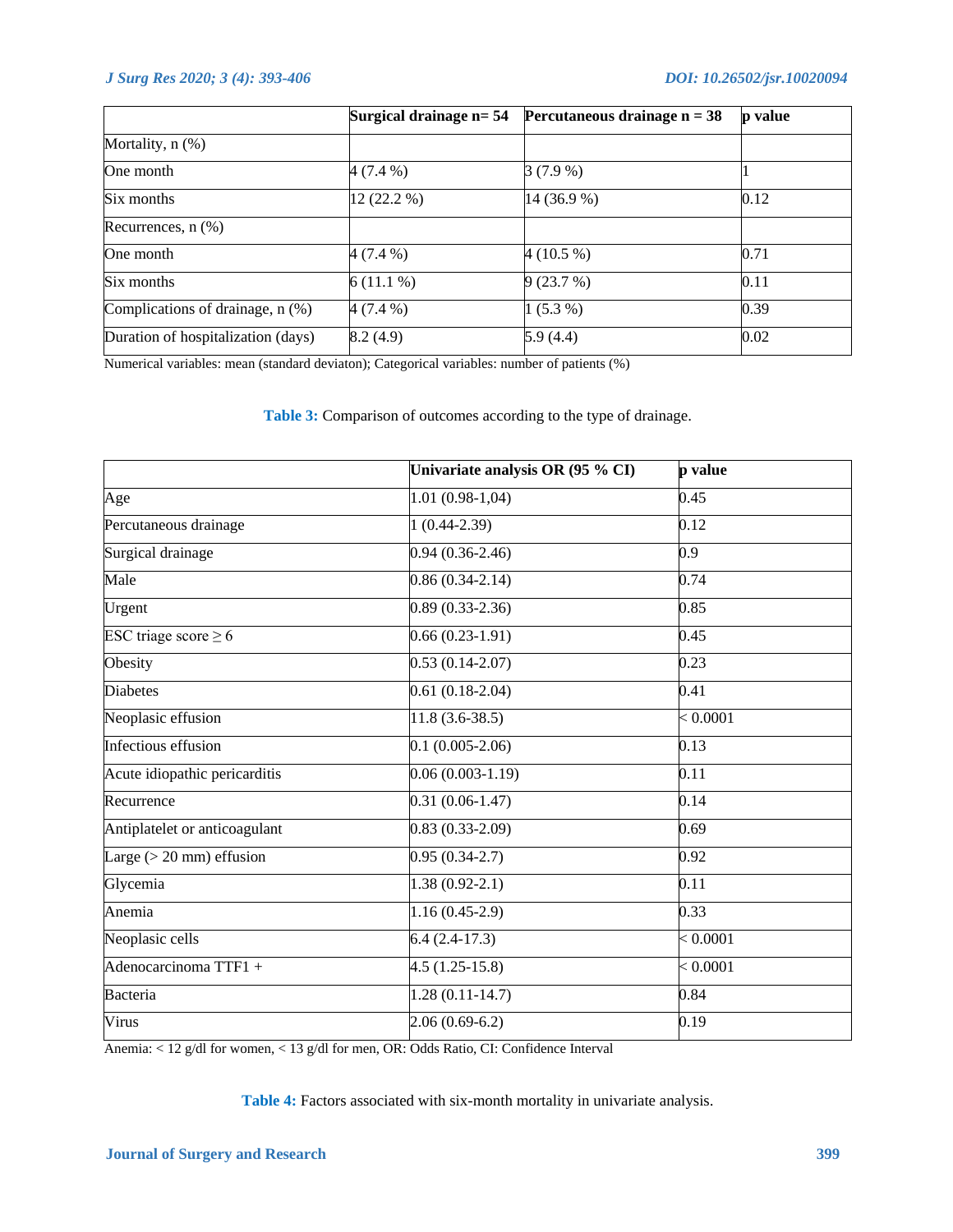| | Surgical drainage n= 54 | Percutaneous drainage n = 38 | p value |
|---|---|---|---|
| Mortality, n (%) | | | |
| One month | 4 (7.4 %) | 3 (7.9 %) | 1 |
| Six months | 12 (22.2 %) | 14 (36.9 %) | 0.12 |
| Recurrences, n (%) | | | |
| One month | 4 (7.4 %) | 4 (10.5 %) | 0.71 |
| Six months | 6 (11.1 %) | 9 (23.7 %) | 0.11 |
| Complications of drainage, n (%) | 4 (7.4 %) | 1 (5.3 %) | 0.39 |
| Duration of hospitalization (days) | 8.2 (4.9) | 5.9 (4.4) | 0.02 |

Numerical variables: mean (standard deviaton); Categorical variables: number of patients (%)

**Table 3:** Comparison of outcomes according to the type of drainage.

| | Univariate analysis OR (95 % CI) | p value |
|---|---|---|
| Age | 1.01 (0.98-1,04) | 0.45 |
| Percutaneous drainage | 1 (0.44-2.39) | 0.12 |
| Surgical drainage | 0.94 (0.36-2.46) | 0.9 |
| Male | 0.86 (0.34-2.14) | 0.74 |
| Urgent | 0.89 (0.33-2.36) | 0.85 |
| ESC triage score ≥ 6 | 0.66 (0.23-1.91) | 0.45 |
| Obesity | 0.53 (0.14-2.07) | 0.23 |
| Diabetes | 0.61 (0.18-2.04) | 0.41 |
| Neoplasic effusion | 11.8 (3.6-38.5) | < 0.0001 |
| Infectious effusion | 0.1 (0.005-2.06) | 0.13 |
| Acute idiopathic pericarditis | 0.06 (0.003-1.19) | 0.11 |
| Recurrence | 0.31 (0.06-1.47) | 0.14 |
| Antiplatelet or anticoagulant | 0.83 (0.33-2.09) | 0.69 |
| Large (> 20 mm) effusion | 0.95 (0.34-2.7) | 0.92 |
| Glycemia | 1.38 (0.92-2.1) | 0.11 |
| Anemia | 1.16 (0.45-2.9) | 0.33 |
| Neoplasic cells | 6.4 (2.4-17.3) | < 0.0001 |
| Adenocarcinoma TTF1 + | 4.5 (1.25-15.8) | < 0.0001 |
| Bacteria | 1.28 (0.11-14.7) | 0.84 |
| Virus | 2.06 (0.69-6.2) | 0.19 |

Anemia: < 12 g/dl for women, < 13 g/dl for men, OR: Odds Ratio, CI: Confidence Interval

**Table 4:** Factors associated with six-month mortality in univariate analysis.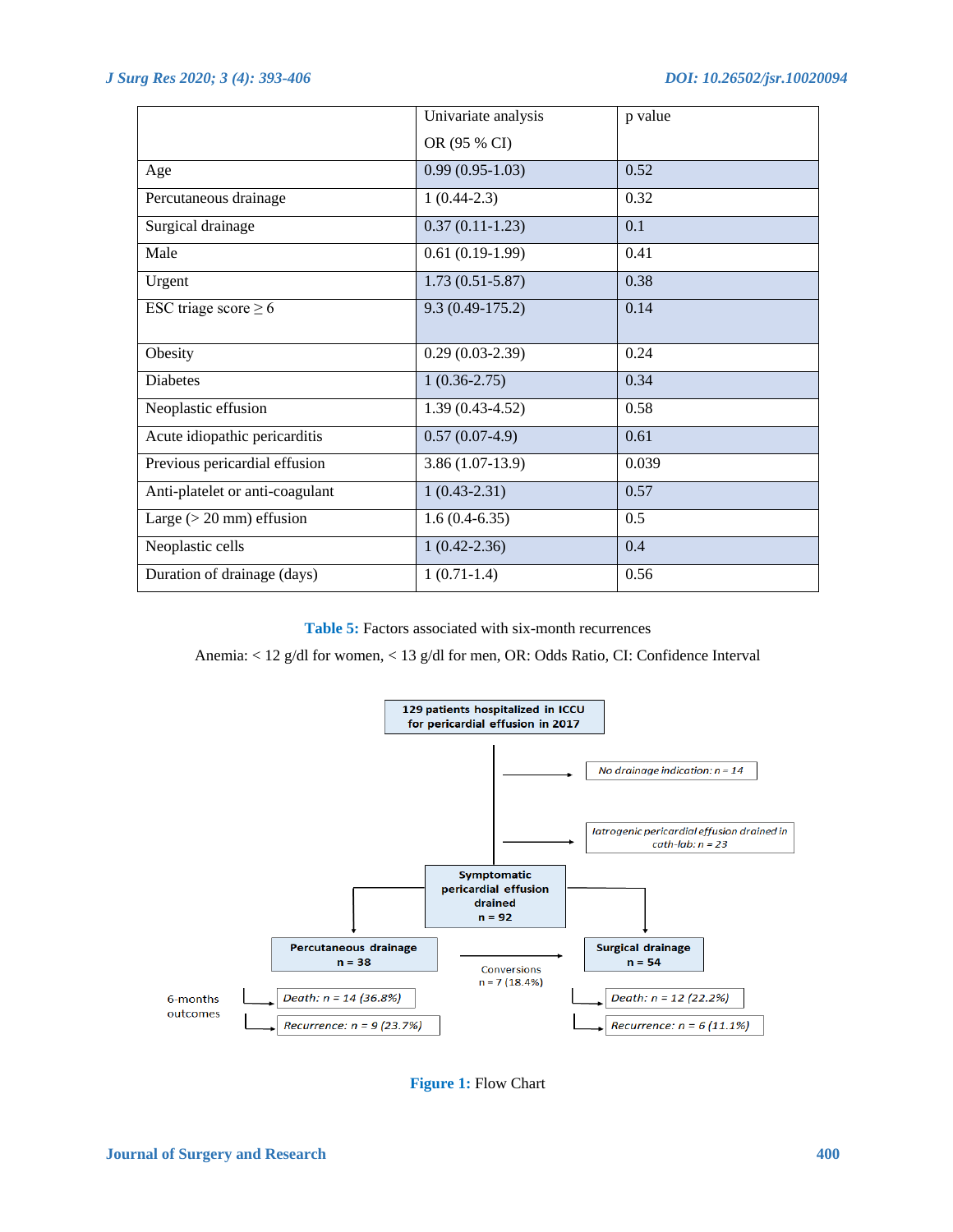| | Univariate analysis OR (95 % CI) | p value |
|---|---|---|
| Age | 0.99 (0.95-1.03) | 0.52 |
| Percutaneous drainage | 1 (0.44-2.3) | 0.32 |
| Surgical drainage | 0.37 (0.11-1.23) | 0.1 |
| Male | 0.61 (0.19-1.99) | 0.41 |
| Urgent | 1.73 (0.51-5.87) | 0.38 |
| ESC triage score ≥ 6 | 9.3 (0.49-175.2) | 0.14 |
| Obesity | 0.29 (0.03-2.39) | 0.24 |
| Diabetes | 1 (0.36-2.75) | 0.34 |
| Neoplastic effusion | 1.39 (0.43-4.52) | 0.58 |
| Acute idiopathic pericarditis | 0.57 (0.07-4.9) | 0.61 |
| Previous pericardial effusion | 3.86 (1.07-13.9) | 0.039 |
| Anti-platelet or anti-coagulant | 1 (0.43-2.31) | 0.57 |
| Large (> 20 mm) effusion | 1.6 (0.4-6.35) | 0.5 |
| Neoplastic cells | 1 (0.42-2.36) | 0.4 |
| Duration of drainage (days) | 1 (0.71-1.4) | 0.56 |

**Table 5:** Factors associated with six-month recurrences

Anemia: < 12 g/dl for women, < 13 g/dl for men, OR: Odds Ratio, CI: Confidence Interval

129 patients hospitalized in ICCU for pericardial effusion in 2017

→ No drainage indication: n = 14

→ Iatrogenic pericardial effusion drained in cath-lab: n = 23

Symptomatic pericardial effusion drained n = 92

Percutaneous drainage n = 38

Surgical drainage n = 54

Conversions n = 7 (18.4%)

6-months outcomes

Percutaneous drainage: Death: n = 14 (36.8%); Recurrence: n = 9 (23.7%)

Surgical drainage: Death: n = 12 (22.2%); Recurrence: n = 6 (11.1%)

**Figure 1:** Flow Chart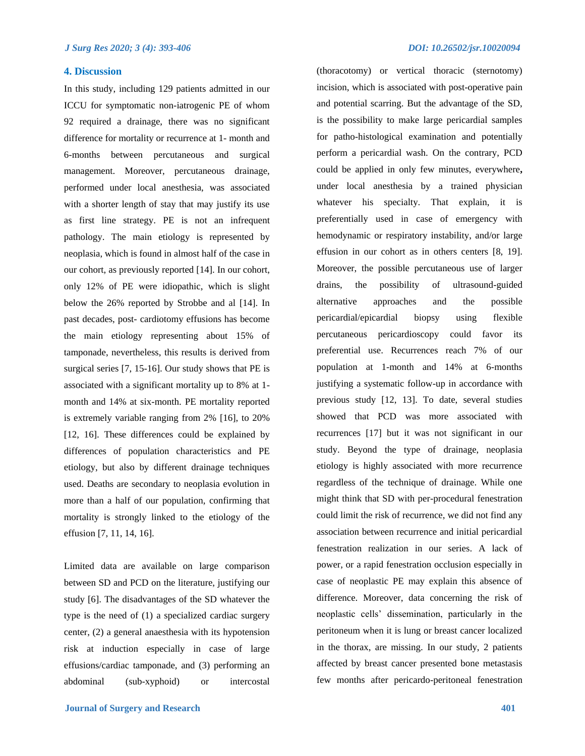## 4. Discussion

In this study, including 129 patients admitted in our ICCU for symptomatic non-iatrogenic PE of whom 92 required a drainage, there was no significant difference for mortality or recurrence at 1- month and 6-months between percutaneous and surgical management. Moreover, percutaneous drainage, performed under local anesthesia, was associated with a shorter length of stay that may justify its use as first line strategy. PE is not an infrequent pathology. The main etiology is represented by neoplasia, which is found in almost half of the case in our cohort, as previously reported [14]. In our cohort, only 12% of PE were idiopathic, which is slight below the 26% reported by Strobbe and al [14]. In past decades, post- cardiotomy effusions has become the main etiology representing about 15% of tamponade, nevertheless, this results is derived from surgical series [7, 15-16]. Our study shows that PE is associated with a significant mortality up to 8% at 1-month and 14% at six-month. PE mortality reported is extremely variable ranging from 2% [16], to 20% [12, 16]. These differences could be explained by differences of population characteristics and PE etiology, but also by different drainage techniques used. Deaths are secondary to neoplasia evolution in more than a half of our population, confirming that mortality is strongly linked to the etiology of the effusion [7, 11, 14, 16].

Limited data are available on large comparison between SD and PCD on the literature, justifying our study [6]. The disadvantages of the SD whatever the type is the need of (1) a specialized cardiac surgery center, (2) a general anaesthesia with its hypotension risk at induction especially in case of large effusions/cardiac tamponade, and (3) performing an abdominal (sub-xyphoid) or intercostal (thoracotomy) or vertical thoracic (sternotomy) incision, which is associated with post-operative pain and potential scarring. But the advantage of the SD, is the possibility to make large pericardial samples for patho-histological examination and potentially perform a pericardial wash. On the contrary, PCD could be applied in only few minutes, everywhere**,** under local anesthesia by a trained physician whatever his specialty. That explain, it is preferentially used in case of emergency with hemodynamic or respiratory instability, and/or large effusion in our cohort as in others centers [8, 19]. Moreover, the possible percutaneous use of larger drains, the possibility of ultrasound-guided alternative approaches and the possible pericardial/epicardial biopsy using flexible percutaneous pericardioscopy could favor its preferential use. Recurrences reach 7% of our population at 1-month and 14% at 6-months justifying a systematic follow-up in accordance with previous study [12, 13]. To date, several studies showed that PCD was more associated with recurrences [17] but it was not significant in our study. Beyond the type of drainage, neoplasia etiology is highly associated with more recurrence regardless of the technique of drainage. While one might think that SD with per-procedural fenestration could limit the risk of recurrence, we did not find any association between recurrence and initial pericardial fenestration realization in our series. A lack of power, or a rapid fenestration occlusion especially in case of neoplastic PE may explain this absence of difference. Moreover, data concerning the risk of neoplastic cells' dissemination, particularly in the peritoneum when it is lung or breast cancer localized in the thorax, are missing. In our study, 2 patients affected by breast cancer presented bone metastasis few months after pericardo-peritoneal fenestration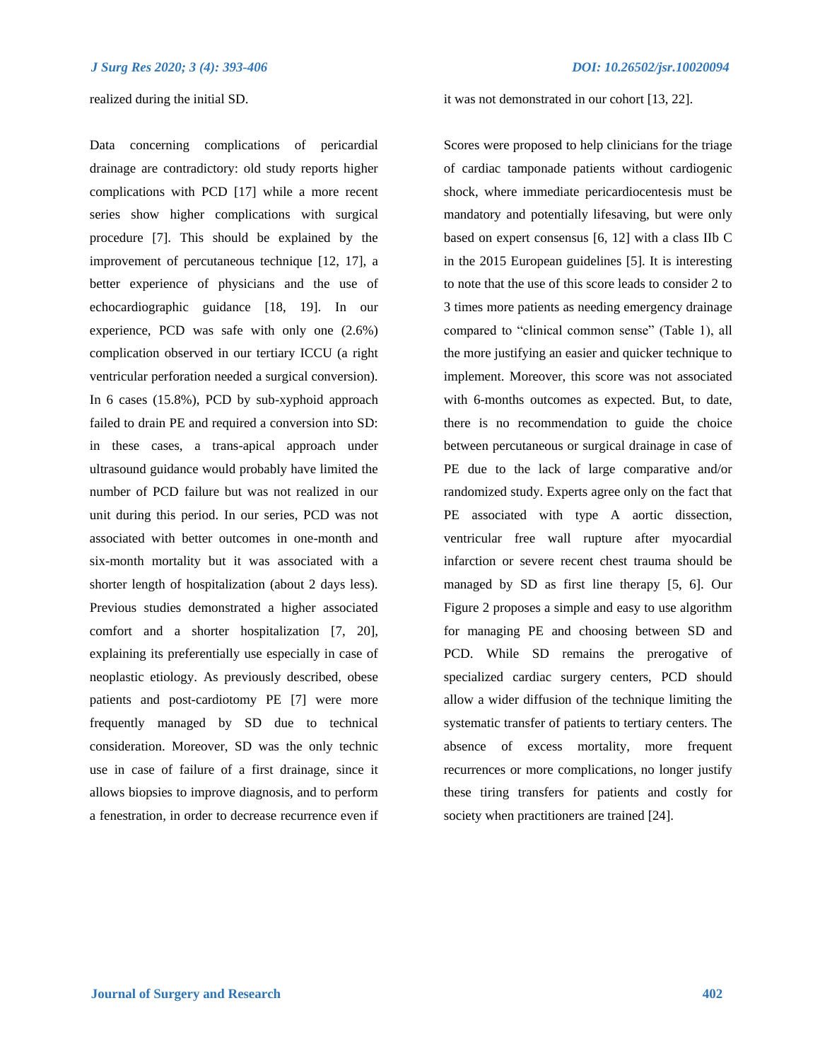realized during the initial SD.

Data concerning complications of pericardial drainage are contradictory: old study reports higher complications with PCD [17] while a more recent series show higher complications with surgical procedure [7]. This should be explained by the improvement of percutaneous technique [12, 17], a better experience of physicians and the use of echocardiographic guidance [18, 19]. In our experience, PCD was safe with only one (2.6%) complication observed in our tertiary ICCU (a right ventricular perforation needed a surgical conversion). In 6 cases (15.8%), PCD by sub-xyphoid approach failed to drain PE and required a conversion into SD: in these cases, a trans-apical approach under ultrasound guidance would probably have limited the number of PCD failure but was not realized in our unit during this period. In our series, PCD was not associated with better outcomes in one-month and six-month mortality but it was associated with a shorter length of hospitalization (about 2 days less). Previous studies demonstrated a higher associated comfort and a shorter hospitalization [7, 20], explaining its preferentially use especially in case of neoplastic etiology. As previously described, obese patients and post-cardiotomy PE [7] were more frequently managed by SD due to technical consideration. Moreover, SD was the only technic use in case of failure of a first drainage, since it allows biopsies to improve diagnosis, and to perform a fenestration, in order to decrease recurrence even if it was not demonstrated in our cohort [13, 22].

Scores were proposed to help clinicians for the triage of cardiac tamponade patients without cardiogenic shock, where immediate pericardiocentesis must be mandatory and potentially lifesaving, but were only based on expert consensus [6, 12] with a class IIb C in the 2015 European guidelines [5]. It is interesting to note that the use of this score leads to consider 2 to 3 times more patients as needing emergency drainage compared to "clinical common sense" (Table 1), all the more justifying an easier and quicker technique to implement. Moreover, this score was not associated with 6-months outcomes as expected. But, to date, there is no recommendation to guide the choice between percutaneous or surgical drainage in case of PE due to the lack of large comparative and/or randomized study. Experts agree only on the fact that PE associated with type A aortic dissection, ventricular free wall rupture after myocardial infarction or severe recent chest trauma should be managed by SD as first line therapy [5, 6]. Our Figure 2 proposes a simple and easy to use algorithm for managing PE and choosing between SD and PCD. While SD remains the prerogative of specialized cardiac surgery centers, PCD should allow a wider diffusion of the technique limiting the systematic transfer of patients to tertiary centers. The absence of excess mortality, more frequent recurrences or more complications, no longer justify these tiring transfers for patients and costly for society when practitioners are trained [24].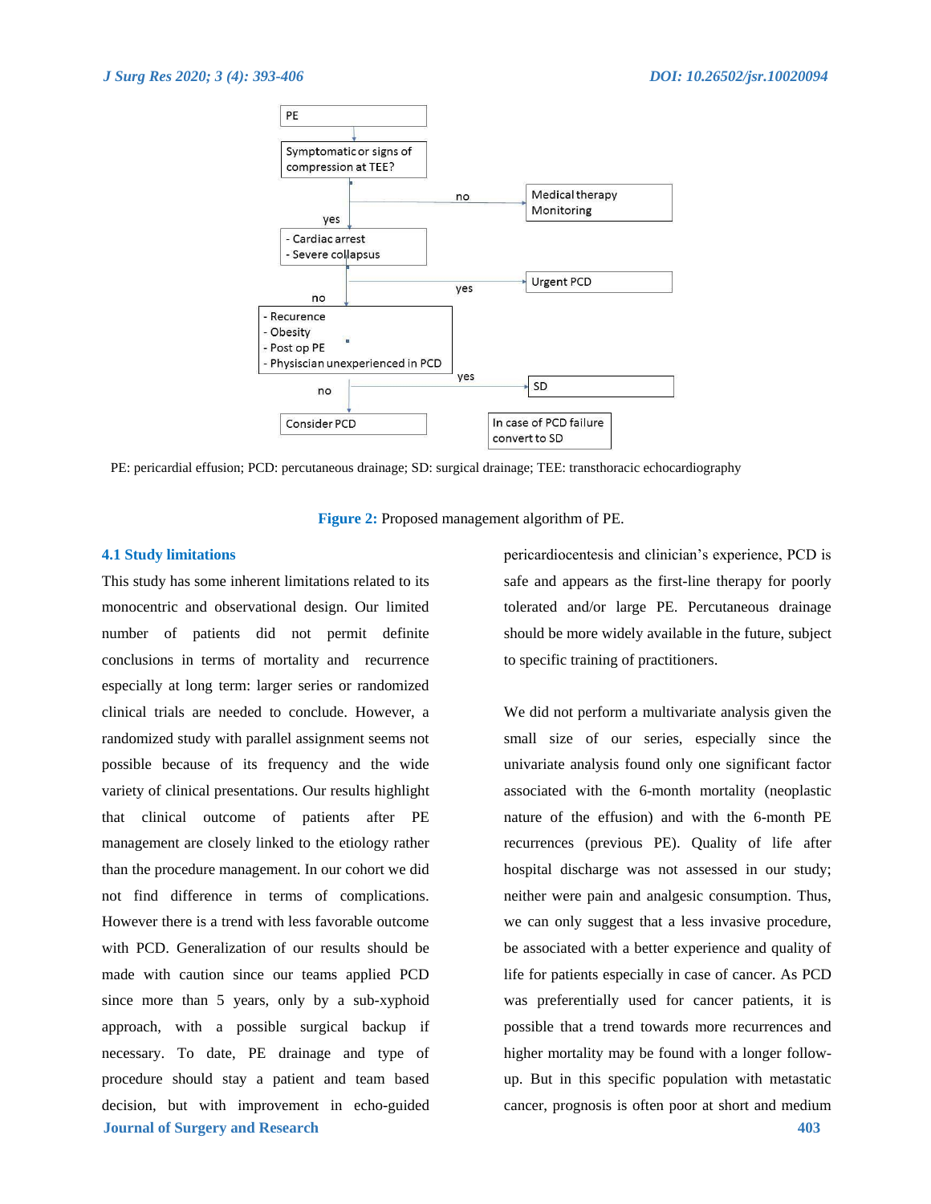PE

Symptomatic or signs of compression at TEE?

- no → Medical therapy, Monitoring
- yes → 
  - Cardiac arrest
  - Severe collapsus
    - yes → Urgent PCD
    - no →
      - Recurence
      - Obesity
      - Post op PE
      - Physisician unexperienced in PCD
        - yes → SD
        - no → Consider PCD → In case of PCD failure convert to SD

PE: pericardial effusion; PCD: percutaneous drainage; SD: surgical drainage; TEE: transthoracic echocardiography

**Figure 2:** Proposed management algorithm of PE.

### 4.1 Study limitations

This study has some inherent limitations related to its monocentric and observational design. Our limited number of patients did not permit definite conclusions in terms of mortality and recurrence especially at long term: larger series or randomized clinical trials are needed to conclude. However, a randomized study with parallel assignment seems not possible because of its frequency and the wide variety of clinical presentations. Our results highlight that clinical outcome of patients after PE management are closely linked to the etiology rather than the procedure management. In our cohort we did not find difference in terms of complications. However there is a trend with less favorable outcome with PCD. Generalization of our results should be made with caution since our teams applied PCD since more than 5 years, only by a sub-xyphoid approach, with a possible surgical backup if necessary. To date, PE drainage and type of procedure should stay a patient and team based decision, but with improvement in echo-guided pericardiocentesis and clinician's experience, PCD is safe and appears as the first-line therapy for poorly tolerated and/or large PE. Percutaneous drainage should be more widely available in the future, subject to specific training of practitioners.

We did not perform a multivariate analysis given the small size of our series, especially since the univariate analysis found only one significant factor associated with the 6-month mortality (neoplastic nature of the effusion) and with the 6-month PE recurrences (previous PE). Quality of life after hospital discharge was not assessed in our study; neither were pain and analgesic consumption. Thus, we can only suggest that a less invasive procedure, be associated with a better experience and quality of life for patients especially in case of cancer. As PCD was preferentially used for cancer patients, it is possible that a trend towards more recurrences and higher mortality may be found with a longer follow-up. But in this specific population with metastatic cancer, prognosis is often poor at short and medium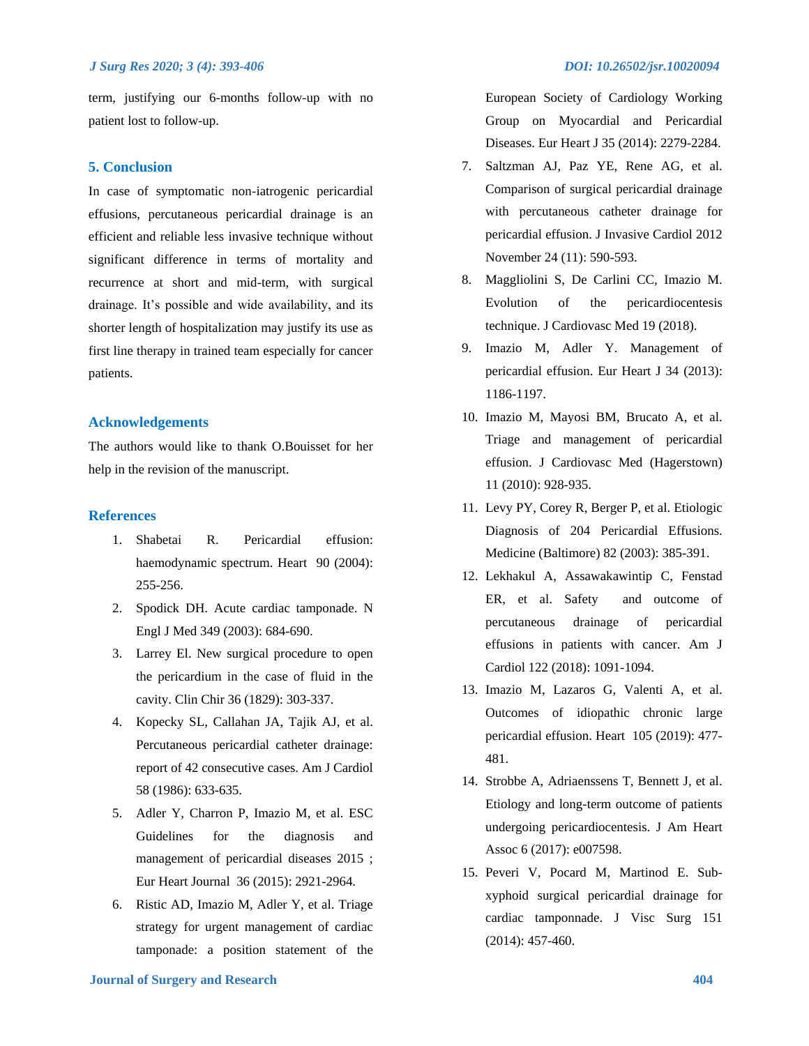term, justifying our 6-months follow-up with no patient lost to follow-up.

## 5. Conclusion

In case of symptomatic non-iatrogenic pericardial effusions, percutaneous pericardial drainage is an efficient and reliable less invasive technique without significant difference in terms of mortality and recurrence at short and mid-term, with surgical drainage. It's possible and wide availability, and its shorter length of hospitalization may justify its use as first line therapy in trained team especially for cancer patients.

## Acknowledgements

The authors would like to thank O.Bouisset for her help in the revision of the manuscript.

## References

1. Shabetai R. Pericardial effusion: haemodynamic spectrum. Heart 90 (2004): 255-256.
2. Spodick DH. Acute cardiac tamponade. N Engl J Med 349 (2003): 684-690.
3. Larrey El. New surgical procedure to open the pericardium in the case of fluid in the cavity. Clin Chir 36 (1829): 303-337.
4. Kopecky SL, Callahan JA, Tajik AJ, et al. Percutaneous pericardial catheter drainage: report of 42 consecutive cases. Am J Cardiol 58 (1986): 633-635.
5. Adler Y, Charron P, Imazio M, et al. ESC Guidelines for the diagnosis and management of pericardial diseases 2015 ; Eur Heart Journal 36 (2015): 2921-2964.
6. Ristic AD, Imazio M, Adler Y, et al. Triage strategy for urgent management of cardiac tamponade: a position statement of the European Society of Cardiology Working Group on Myocardial and Pericardial Diseases. Eur Heart J 35 (2014): 2279-2284.
7. Saltzman AJ, Paz YE, Rene AG, et al. Comparison of surgical pericardial drainage with percutaneous catheter drainage for pericardial effusion. J Invasive Cardiol 2012 November 24 (11): 590-593.
8. Maggliolini S, De Carlini CC, Imazio M. Evolution of the pericardiocentesis technique. J Cardiovasc Med 19 (2018).
9. Imazio M, Adler Y. Management of pericardial effusion. Eur Heart J 34 (2013): 1186-1197.
10. Imazio M, Mayosi BM, Brucato A, et al. Triage and management of pericardial effusion. J Cardiovasc Med (Hagerstown) 11 (2010): 928-935.
11. Levy PY, Corey R, Berger P, et al. Etiologic Diagnosis of 204 Pericardial Effusions. Medicine (Baltimore) 82 (2003): 385-391.
12. Lekhakul A, Assawakawintip C, Fenstad ER, et al. Safety and outcome of percutaneous drainage of pericardial effusions in patients with cancer. Am J Cardiol 122 (2018): 1091-1094.
13. Imazio M, Lazaros G, Valenti A, et al. Outcomes of idiopathic chronic large pericardial effusion. Heart 105 (2019): 477-481.
14. Strobbe A, Adriaenssens T, Bennett J, et al. Etiology and long-term outcome of patients undergoing pericardiocentesis. J Am Heart Assoc 6 (2017): e007598.
15. Peveri V, Pocard M, Martinod E. Sub-xyphoid surgical pericardial drainage for cardiac tamponnade. J Visc Surg 151 (2014): 457-460.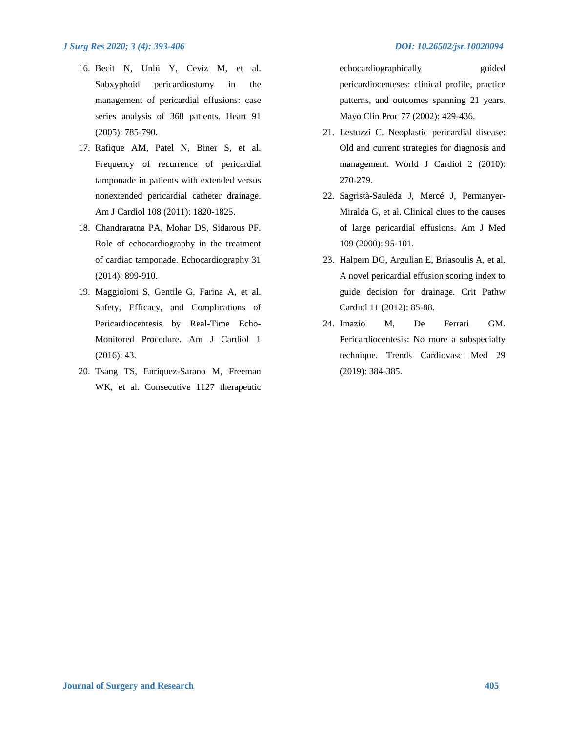16. Becit N, Unlü Y, Ceviz M, et al. Subxyphoid pericardiostomy in the management of pericardial effusions: case series analysis of 368 patients. Heart 91 (2005): 785-790.
17. Rafique AM, Patel N, Biner S, et al. Frequency of recurrence of pericardial tamponade in patients with extended versus nonextended pericardial catheter drainage. Am J Cardiol 108 (2011): 1820-1825.
18. Chandraratna PA, Mohar DS, Sidarous PF. Role of echocardiography in the treatment of cardiac tamponade. Echocardiography 31 (2014): 899-910.
19. Maggioloni S, Gentile G, Farina A, et al. Safety, Efficacy, and Complications of Pericardiocentesis by Real-Time Echo-Monitored Procedure. Am J Cardiol 1 (2016): 43.
20. Tsang TS, Enriquez-Sarano M, Freeman WK, et al. Consecutive 1127 therapeutic echocardiographically guided pericardiocenteses: clinical profile, practice patterns, and outcomes spanning 21 years. Mayo Clin Proc 77 (2002): 429-436.
21. Lestuzzi C. Neoplastic pericardial disease: Old and current strategies for diagnosis and management. World J Cardiol 2 (2010): 270-279.
22. Sagristà-Sauleda J, Mercé J, Permanyer-Miralda G, et al. Clinical clues to the causes of large pericardial effusions. Am J Med 109 (2000): 95-101.
23. Halpern DG, Argulian E, Briasoulis A, et al. A novel pericardial effusion scoring index to guide decision for drainage. Crit Pathw Cardiol 11 (2012): 85-88.
24. Imazio M, De Ferrari GM. Pericardiocentesis: No more a subspecialty technique. Trends Cardiovasc Med 29 (2019): 384-385.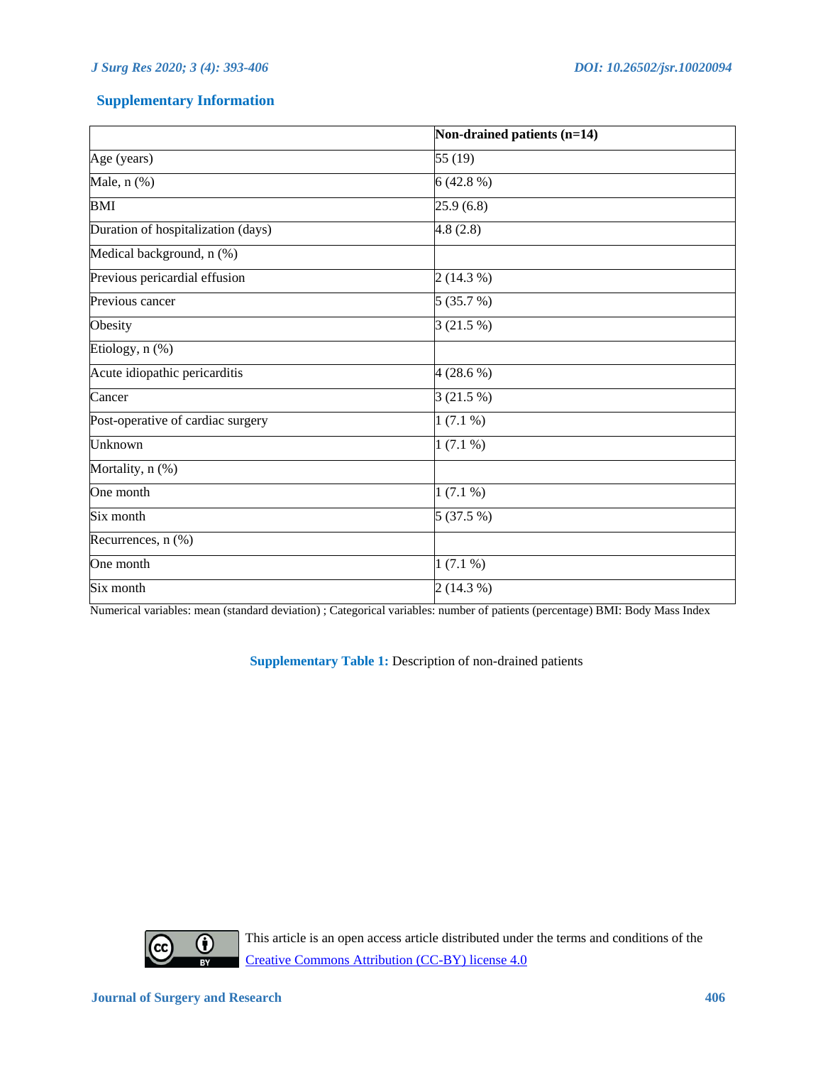## Supplementary Information

| | Non-drained patients (n=14) |
|---|---|
| Age (years) | 55 (19) |
| Male, n (%) | 6 (42.8 %) |
| BMI | 25.9 (6.8) |
| Duration of hospitalization (days) | 4.8 (2.8) |
| Medical background, n (%) | |
| Previous pericardial effusion | 2 (14.3 %) |
| Previous cancer | 5 (35.7 %) |
| Obesity | 3 (21.5 %) |
| Etiology, n (%) | |
| Acute idiopathic pericarditis | 4 (28.6 %) |
| Cancer | 3 (21.5 %) |
| Post-operative of cardiac surgery | 1 (7.1 %) |
| Unknown | 1 (7.1 %) |
| Mortality, n (%) | |
| One month | 1 (7.1 %) |
| Six month | 5 (37.5 %) |
| Recurrences, n (%) | |
| One month | 1 (7.1 %) |
| Six month | 2 (14.3 %) |

Numerical variables: mean (standard deviation) ; Categorical variables: number of patients (percentage) BMI: Body Mass Index

**Supplementary Table 1:** Description of non-drained patients

This article is an open access article distributed under the terms and conditions of the Creative Commons Attribution (CC-BY) license 4.0